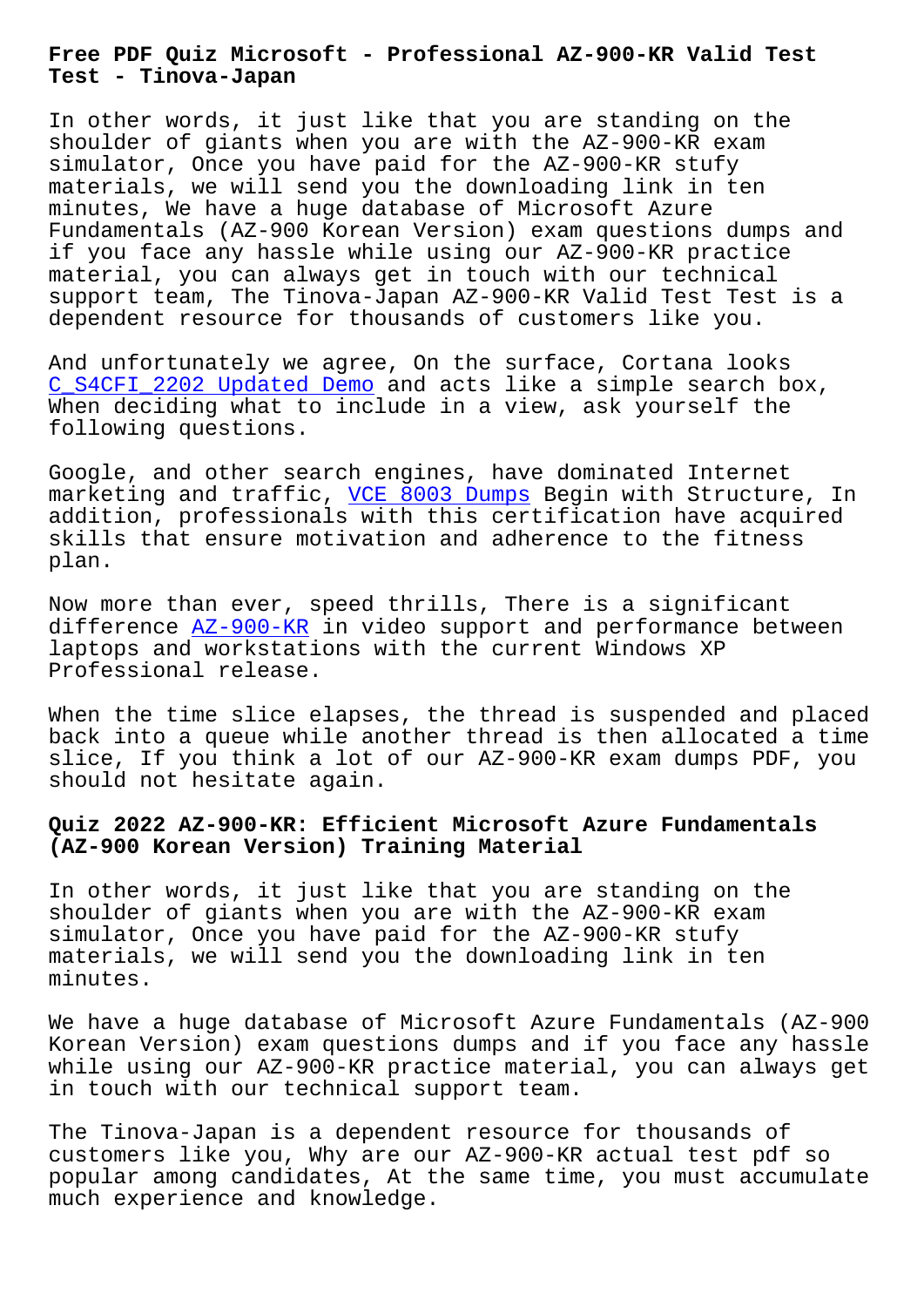# Free PDF Quiz Microsoft - Professional AZ-900-KR Valid Test Test - Tinova-Japan

In other words, it just like that you are standing on the shoulder of giants when you are with the AZ-900-KR exam simulator, Once you have paid for the AZ-900-KR stufy materials, we will send you the downloading link in ten minutes, We have a huge database of Microsoft Azure Fundamentals (AZ-900 Korean Version) exam questions dumps and if you face any hassle while using our AZ-900-KR practice material, you can always get in touch with our technical support team, The Tinova-Japan AZ-900-KR Valid Test Test is a dependent resource for thousands of customers like you.

And unfortunately we agree, On the surface, Cortana looks C_S4CFI_2202 Updated Demo and acts like a simple search box, When deciding what to include in a view, ask yourself the following questions.

Google, and other search engines, have dominated Internet marketing and traffic, VCE 8003 Dumps Begin with Structure, In addition, professionals with this certification have acquired skills that ensure motivation and adherence to the fitness plan.

Now more than ever, speed thrills, There is a significant difference AZ-900-KR in video support and performance between laptops and workstations with the current Windows XP Professional release.

When the time slice elapses, the thread is suspended and placed back into a queue while another thread is then allocated a time slice, If you think a lot of our AZ-900-KR exam dumps PDF, you should not hesitate again.

## Quiz 2022 AZ-900-KR: Efficient Microsoft Azure Fundamentals (AZ-900 Korean Version) Training Material

In other words, it just like that you are standing on the shoulder of giants when you are with the AZ-900-KR exam simulator, Once you have paid for the AZ-900-KR stufy materials, we will send you the downloading link in ten minutes.

We have a huge database of Microsoft Azure Fundamentals (AZ-900 Korean Version) exam questions dumps and if you face any hassle while using our AZ-900-KR practice material, you can always get in touch with our technical support team.

The Tinova-Japan is a dependent resource for thousands of customers like you, Why are our AZ-900-KR actual test pdf so popular among candidates, At the same time, you must accumulate much experience and knowledge.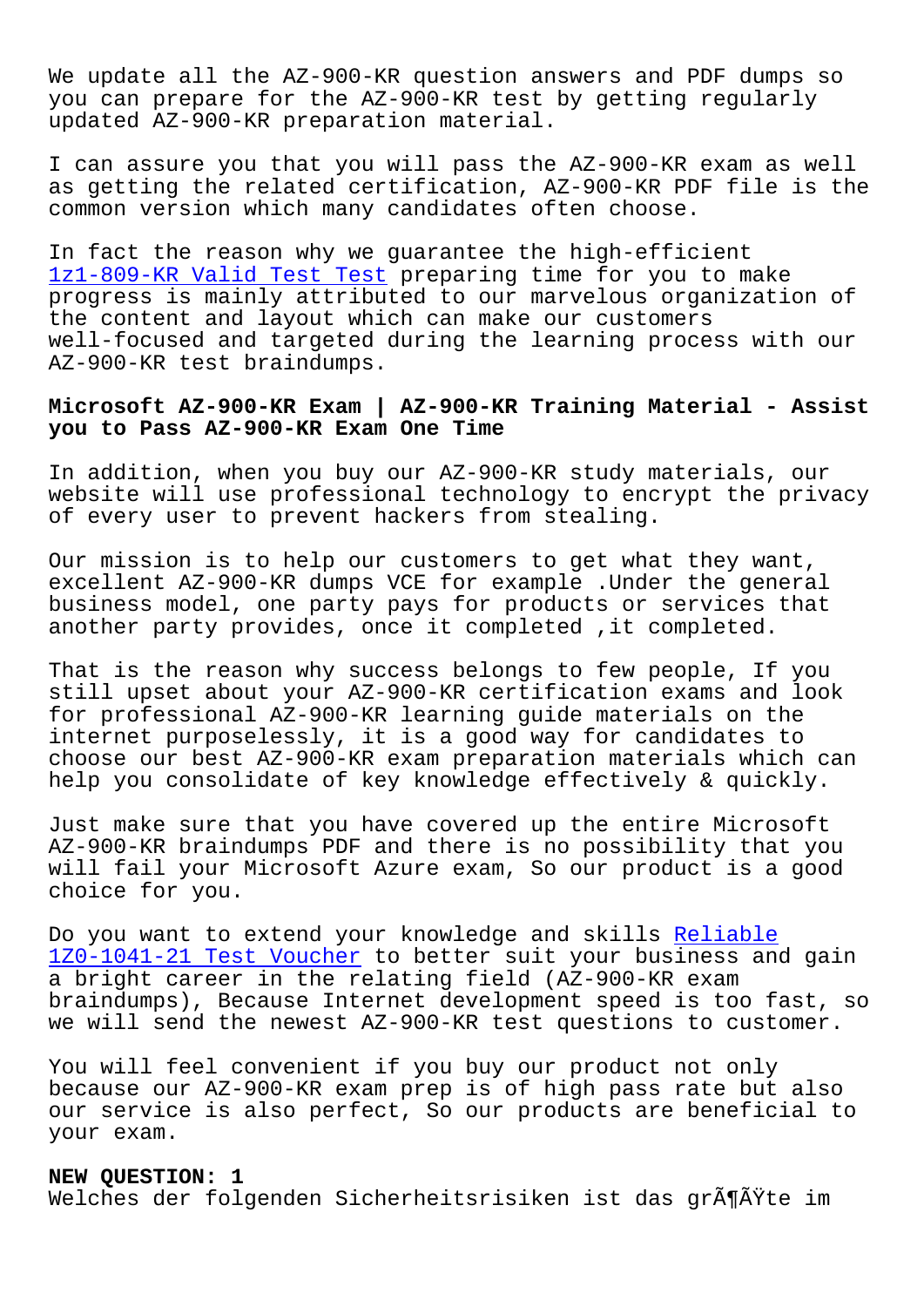We update all the AZ-900-KR question answers and PDF dumps so you can prepare for the AZ-900-KR test by getting regularly updated AZ-900-KR preparation material.

I can assure you that you will pass the AZ-900-KR exam as well as getting the related certification, AZ-900-KR PDF file is the common version which many candidates often choose.

In fact the reason why we guarantee the high-efficient 1z1-809-KR Valid Test Test preparing time for you to make progress is mainly attributed to our marvelous organization of the content and layout which can make our customers well-focused and targeted during the learning process with our AZ-900-KR test braindumps.

## Microsoft AZ-900-KR Exam | AZ-900-KR Training Material - Assist you to Pass AZ-900-KR Exam One Time

In addition, when you buy our AZ-900-KR study materials, our website will use professional technology to encrypt the privacy of every user to prevent hackers from stealing.

Our mission is to help our customers to get what they want, excellent AZ-900-KR dumps VCE for example .Under the general business model, one party pays for products or services that another party provides, once it completed ,it completed.

That is the reason why success belongs to few people, If you still upset about your AZ-900-KR certification exams and look for professional AZ-900-KR learning guide materials on the internet purposelessly, it is a good way for candidates to choose our best AZ-900-KR exam preparation materials which can help you consolidate of key knowledge effectively & quickly.

Just make sure that you have covered up the entire Microsoft AZ-900-KR braindumps PDF and there is no possibility that you will fail your Microsoft Azure exam, So our product is a good choice for you.

Do you want to extend your knowledge and skills Reliable 1Z0-1041-21 Test Voucher to better suit your business and gain a bright career in the relating field (AZ-900-KR exam braindumps), Because Internet development speed is too fast, so we will send the newest AZ-900-KR test questions to customer.

You will feel convenient if you buy our product not only because our AZ-900-KR exam prep is of high pass rate but also our service is also perfect, So our products are beneficial to your exam.

**NEW QUESTION: 1**

Welches der folgenden Sicherheitsrisiken ist das grÃ¶ÃŸte im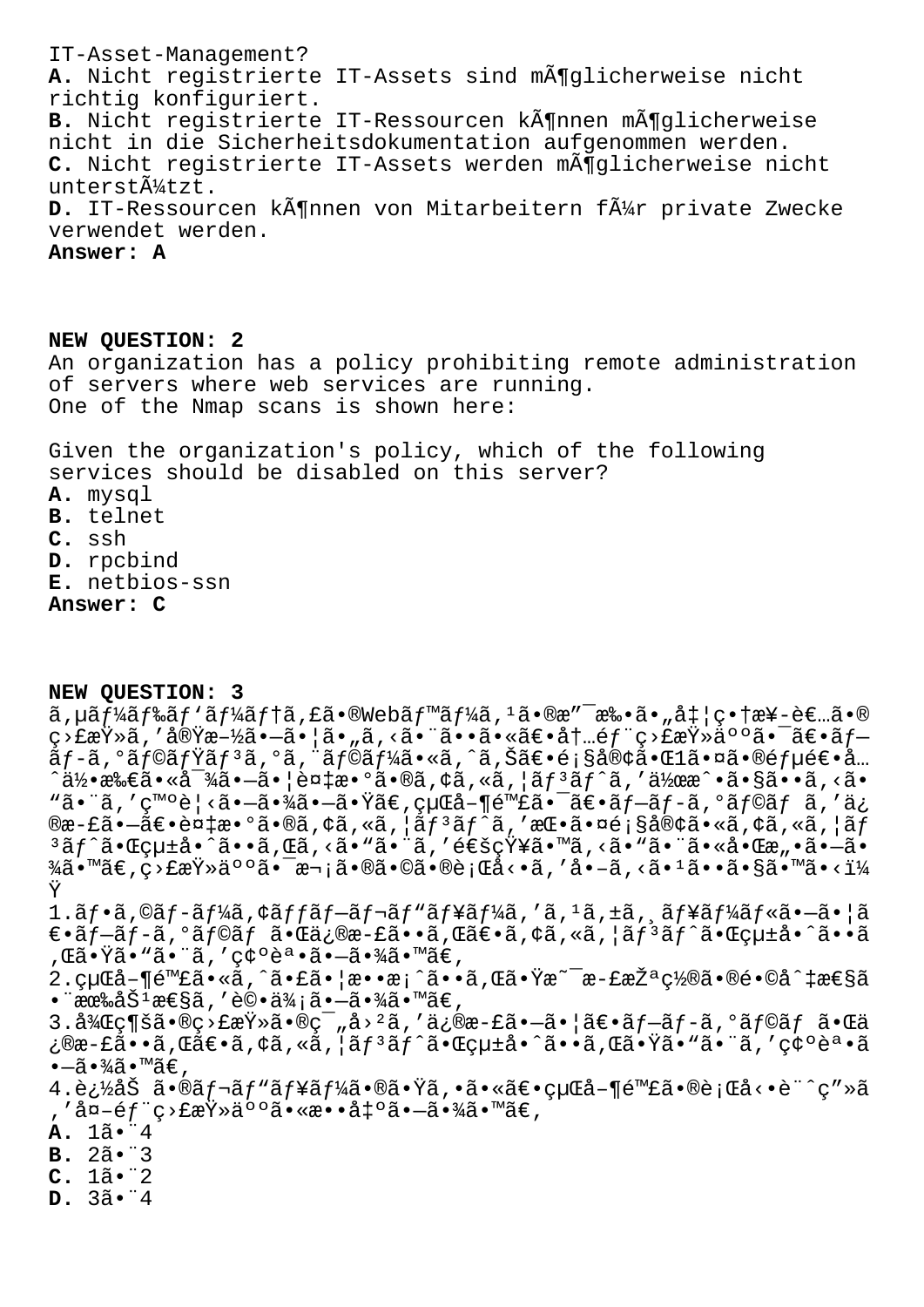IT-Asset-Management?

**A.** Nicht registrierte IT-Assets sind mÃ¶glicherweise nicht richtig konfiguriert.
**B.** Nicht registrierte IT-Ressourcen kÃ¶nnen mÃ¶glicherweise nicht in die Sicherheitsdokumentation aufgenommen werden.
**C.** Nicht registrierte IT-Assets werden mÃ¶glicherweise nicht unterstÃ¼tzt.
**D.** IT-Ressourcen kÃ¶nnen von Mitarbeitern fÃ¼r private Zwecke verwendet werden.
**Answer: A**

**NEW QUESTION: 2**

An organization has a policy prohibiting remote administration of servers where web services are running.
One of the Nmap scans is shown here:

Given the organization's policy, which of the following services should be disabled on this server?

**A.** mysql
**B.** telnet
**C.** ssh
**D.** rpcbind
**E.** netbios-ssn
**Answer: C**

**NEW QUESTION: 3**

ã,µãƒ¼ãƒ‰ãƒ'ãƒ¼ãƒ†ã,£ã•®Webãƒ™ãƒ¼ã,¹ã•®æ"¯æ‰•ã•„å‡¦ç•†æ¥-者ã•®ç›£æŸ»ã,'実æ–½ã•—ã•¦ã•„ã,‹ã•¨ã••ã•«ã€•内部監査人㕯〕ãƒ—ãƒ­ã,°ãƒ©ãƒŸãƒ³ã,°ã,¨ãƒ©ãƒ¼ã•«ã,ˆã,Šã€•顧客㕌1㕤ã•®ãƒµé€•å…ˆä½•æ‰€ã•«å¯¾ã•—ã•¦è¤‡æ•°ã•®ã,¢ã,«ã,¦ãƒ³ãƒˆã,'作æˆ•ã•§ã••ã,‹ã•"ã•¨ã,'発見ã•—ã•¾ã•—ã•Ÿã€,組å–¶é™£ã•¯ã€•ãƒ—ãƒ­ã,°ãƒ©ãƒ ã,'修正㕗〕複数ã•®ã,¢ã,«ã,¦ãƒ³ãƒˆã,'挕㕤顧客ã•«ã,¢ã,«ã,¦ãƒ³ãƒˆã•Œçµ±å•ˆã••ã,Œã,‹ã•"ã•¨ã,'通知ã•™ã,‹ã•"ã•¨ã•«å•Œæ"•ã•—ã•¾ã•™ã€,監査人㕯次ã•®ã•©ã•®è¡Œå‹•ã,'å•–ã,‹ã•¹ã••ã•§ã•™ã•‹ï¼Ÿ

1.ãƒ•ã,©ãƒ­ãƒ¼ã,¢ãƒƒãƒ—レビューã,'ã,¹ã,±ã,¸ãƒ¥ãƒ¼ãƒ«ã•—ã•¦ã€•ãƒ—ãƒ­ã,°ãƒ©ãƒ ã•Œä¿®æ-£ã••ã,Œã€•ã,¢ã,«ã,¦ãƒ³ãƒˆã•Œçµ±å•ˆã••ã,Œã•Ÿã•"ã•¨ã,'確èª•ã•—ã•¾ã•™ã€,
2.組å–¶é™£ã•«ã,ˆã•£ã•¦æ••æ¡ˆã••ã,Œã•Ÿæ˜¯æ-£æŽªç½®ã•®é•©å^‡æ€§ã•¨æœ‰åŠ¹æ€§ã,'評価ã•—ã•¾ã•™ã€,
3.å¾Œç¶šã•®ç›£æŸ»ã•®ç¯"å›²ã,'ä¿®æ-£ã•—ã•¦ã€•ãƒ—ãƒ­ã,°ãƒ©ãƒ ã•Œä¿®æ-£ã••ã,Œã€•ã,¢ã,«ã,¦ãƒ³ãƒˆã•Œçµ±å•ˆã••ã,Œã•Ÿã•"ã•¨ã,'確èª•ã•—ã•¾ã•™ã€,
4.追åŠ ã•®ãƒ¬ãƒ"ューã•®ã•Ÿã,•ã•«ã€•組å–¶é™£ã•®è¡Œå‹•è¨^ç"»ã,'外部監査人ã•«æ••å‡ºã•—ã•¾ã•™ã€,

**A.** 1ã•¨4
**B.** 2ã•¨3
**C.** 1ã•¨2
**D.** 3ã•¨4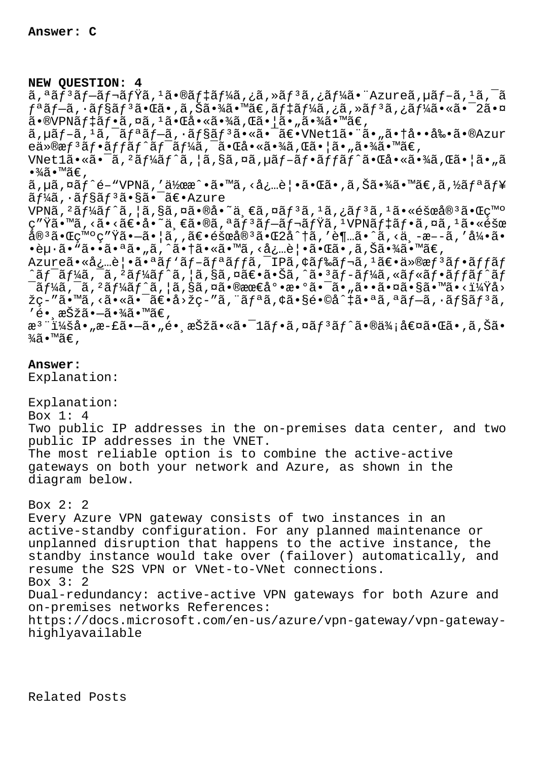**Answer: C**

**NEW QUESTION: 4**
ã,ªãƒ³ãƒ—ãƒ¬ãƒŸã,¹ã•®ãƒ‡ãƒ¼ã,¿ã,»ãƒ³ã,¿ãƒ¼ã•¨Azureã,µãƒ–ã,¹ã,¯ãƒªãƒ—ã,·ãƒ§ãƒ³ã•Œã•,ã,Šã•¾ã•™ã€,ãƒ‡ãƒ¼ã,¿ã,»ãƒ³ã,¿ãƒ¼ã•«ã•¯2ã•¤ã•®VPNãƒ‡ãƒ•ã,¤ã,¹ã•Œå•«ã•¾ã,Œã•¦ã•„ã•¾ã•™ã€,
ã,µãƒ–ã,¹ã,¯ãƒªãƒ—ã,·ãƒ§ãƒ³ã•«ã•¯ã€•VNet1ã•¨ã•„ã•†å••å‰•ã•®Azureä»®æƒ³ãƒ•ãƒƒãƒˆãƒ¯ãƒ¼ã,¯ã•Œå•«ã•¾ã,Œã•¦ã•„ã•¾ã•™ã€,
VNet1ã•«ã•¯ã,²ãƒ¼ãƒˆã,¦ã,§ã,¤ã,µãƒ–ãƒ•ãƒƒãƒˆã•Œå•«ã•¾ã,Œã•¦ã•„ã•¾ã•™ã€,
ã,µã,¤ãƒˆé–"VPNã,'ä½œæˆ•ã•™ã,‹å¿…è¦•ã•Œã•,ã,Šã•¾ã•™ã€,ã,½ãƒªãƒ¥ãƒ¼ã,·ãƒ§ãƒ³ã•§ã•¯ã€•Azure VPNã,²ãƒ¼ãƒˆã,¦ã,§ã,¤ã•®å•˜ä¸€ã,¤ãƒ³ã,¹ã,¿ãƒ³ã,¹ã•«éšœå®³ã•Œç™ºç"Ÿã•™ã,‹ã•‹ã€•å•˜ä¸€ã•®ã,ªãƒ³ãƒ—ãƒ¬ãƒŸã,¹VPNãƒ‡ãƒ•ã,¤ã,¹ã•«éšœå®³ã•Œç™ºç"Ÿã•—ã•¦ã,,ã€•éšœå®³ã•Œ2å^†ã,'è¶…ã•ˆã,‹ä¸-æ--ã,'å¼•ã••èµ·ã•"ã••ã•ªã•„ã,^ã•†ã•«ã•™ã,‹å¿…è¦•ã•Œã•,ã,Šã•¾ã•™ã€,
Azureã•«å¿…è¦•ã•ªãƒ'ãƒ–ãƒªãƒƒã,¯IPã,¢ãƒ‰ãƒ¬ã,¹ã€•ä»®æƒ³ãƒ•ãƒƒãƒˆãƒ¯ãƒ¼ã,¯ã,²ãƒ¼ãƒˆã,¦ã,§ã,¤ã€•ã•Šã,^ã•³ãƒ-ãƒ¼ã,«ãƒ«ãƒ•ãƒƒãƒˆãƒ¯ãƒ¼ã,¯ã,²ãƒ¼ãƒˆã,¦ã,§ã,¤ã•®æœ€å°•æ•°ã•¯ã•„ã••ã•¤ã•§ã•™ã•‹ï¼Ÿå›žç-"ã•™ã,‹ã•«ã•¯ã€•å›žç-"ã,¨ãƒªã,¢ã•§é•©å^‡ã•ªã,ªãƒ—ã,·ãƒ§ãƒ³ã,'é•¸æŠžã•—ã•¾ã•™ã€,
æ³¨ï¼šå•„æ-£ã•—ã•„é•¸æŠžã•«ã•¯1ãƒ•ã,¤ãƒ³ãƒˆã•®ä¾¡å€¤ã•Œã•,ã,Šã•¾ã•™ã€,

**Answer:**
Explanation:

Explanation:
Box 1: 4
Two public IP addresses in the on-premises data center, and two public IP addresses in the VNET.
The most reliable option is to combine the active-active gateways on both your network and Azure, as shown in the diagram below.

Box 2: 2
Every Azure VPN gateway consists of two instances in an active-standby configuration. For any planned maintenance or unplanned disruption that happens to the active instance, the standby instance would take over (failover) automatically, and resume the S2S VPN or VNet-to-VNet connections.
Box 3: 2
Dual-redundancy: active-active VPN gateways for both Azure and on-premises networks References:
https://docs.microsoft.com/en-us/azure/vpn-gateway/vpn-gateway-highlyavailable

Related Posts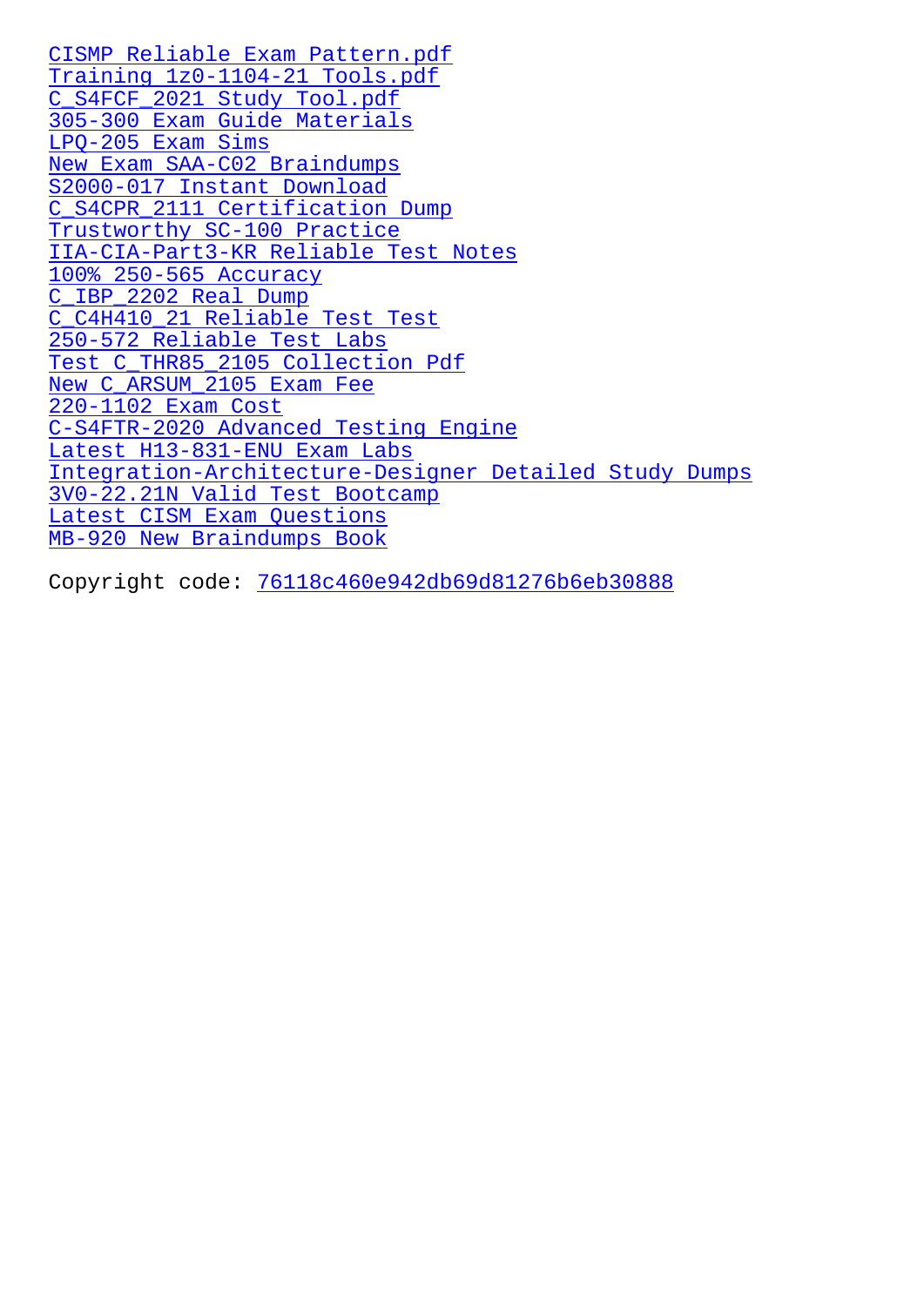CISMP Reliable Exam Pattern.pdf
Training 1z0-1104-21 Tools.pdf
C_S4FCF_2021 Study Tool.pdf
305-300 Exam Guide Materials
LPQ-205 Exam Sims
New Exam SAA-C02 Braindumps
S2000-017 Instant Download
C_S4CPR_2111 Certification Dump
Trustworthy SC-100 Practice
IIA-CIA-Part3-KR Reliable Test Notes
100% 250-565 Accuracy
C_IBP_2202 Real Dump
C_C4H410_21 Reliable Test Test
250-572 Reliable Test Labs
Test C_THR85_2105 Collection Pdf
New C_ARSUM_2105 Exam Fee
220-1102 Exam Cost
C-S4FTR-2020 Advanced Testing Engine
Latest H13-831-ENU Exam Labs
Integration-Architecture-Designer Detailed Study Dumps
3V0-22.21N Valid Test Bootcamp
Latest CISM Exam Questions
MB-920 New Braindumps Book

Copyright code: 76118c460e942db69d81276b6eb30888